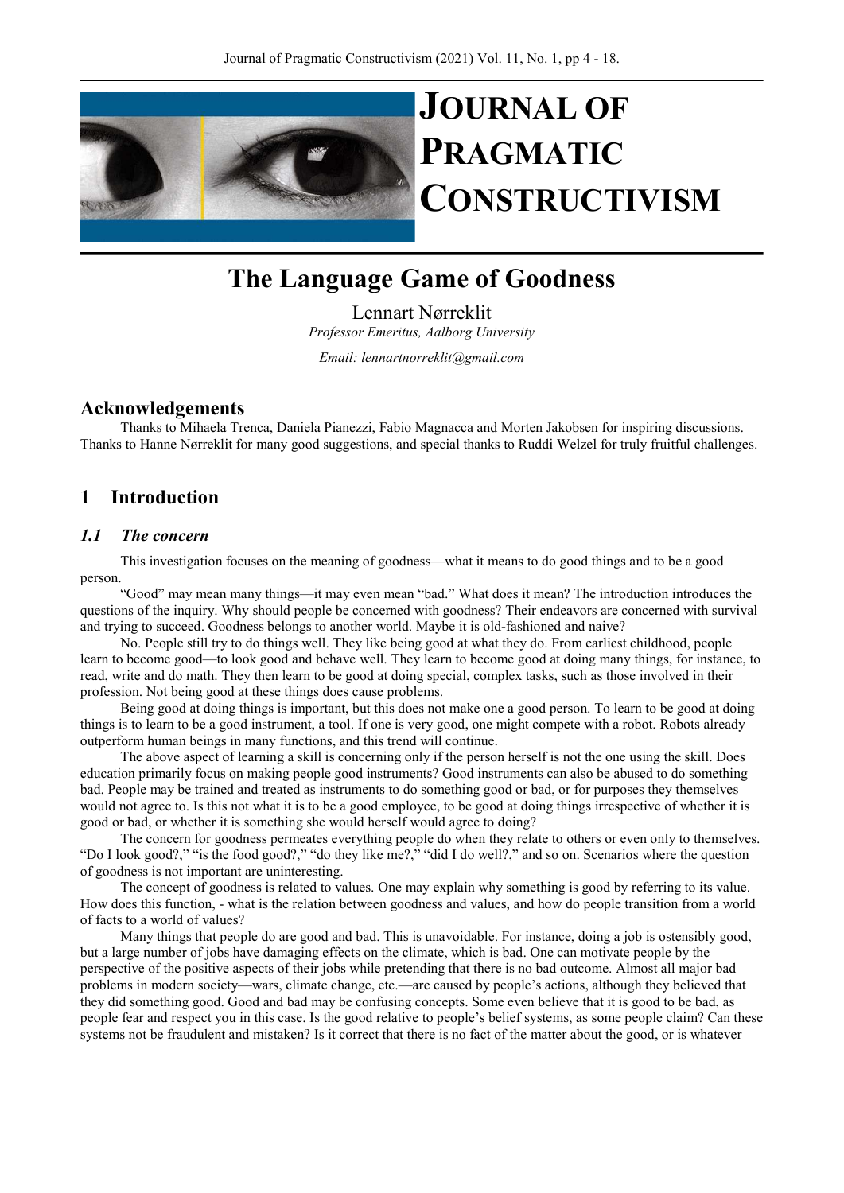# JOURNAL OF PRAGMATIC CONSTRUCTIVISM

# The Language Game of Goodness

Lennart Nørreklit

*Professor Emeritus, Aalborg University*

*Email: lennartnorreklit@gmail.com*

## Acknowledgements

Thanks to Mihaela Trenca, Daniela Pianezzi, Fabio Magnacca and Morten Jakobsen for inspiring discussions. Thanks to Hanne Nørreklit for many good suggestions, and special thanks to Ruddi Welzel for truly fruitful challenges.

## 1 Introduction

### *1.1 The concern*

This investigation focuses on the meaning of goodness—what it means to do good things and to be a good person.

"Good" may mean many things—it may even mean "bad." What does it mean? The introduction introduces the questions of the inquiry. Why should people be concerned with goodness? Their endeavors are concerned with survival and trying to succeed. Goodness belongs to another world. Maybe it is old-fashioned and naive?

No. People still try to do things well. They like being good at what they do. From earliest childhood, people learn to become good—to look good and behave well. They learn to become good at doing many things, for instance, to read, write and do math. They then learn to be good at doing special, complex tasks, such as those involved in their profession. Not being good at these things does cause problems.

Being good at doing things is important, but this does not make one a good person. To learn to be good at doing things is to learn to be a good instrument, a tool. If one is very good, one might compete with a robot. Robots already outperform human beings in many functions, and this trend will continue.

The above aspect of learning a skill is concerning only if the person herself is not the one using the skill. Does education primarily focus on making people good instruments? Good instruments can also be abused to do something bad. People may be trained and treated as instruments to do something good or bad, or for purposes they themselves would not agree to. Is this not what it is to be a good employee, to be good at doing things irrespective of whether it is good or bad, or whether it is something she would herself would agree to doing?

The concern for goodness permeates everything people do when they relate to others or even only to themselves. "Do I look good?," "is the food good?," "do they like me?," "did I do well?," and so on. Scenarios where the question of goodness is not important are uninteresting.

The concept of goodness is related to values. One may explain why something is good by referring to its value. How does this function, - what is the relation between goodness and values, and how do people transition from a world of facts to a world of values?

Many things that people do are good and bad. This is unavoidable. For instance, doing a job is ostensibly good, but a large number of jobs have damaging effects on the climate, which is bad. One can motivate people by the perspective of the positive aspects of their jobs while pretending that there is no bad outcome. Almost all major bad problems in modern society—wars, climate change, etc.—are caused by people's actions, although they believed that they did something good. Good and bad may be confusing concepts. Some even believe that it is good to be bad, as people fear and respect you in this case. Is the good relative to people's belief systems, as some people claim? Can these systems not be fraudulent and mistaken? Is it correct that there is no fact of the matter about the good, or is whatever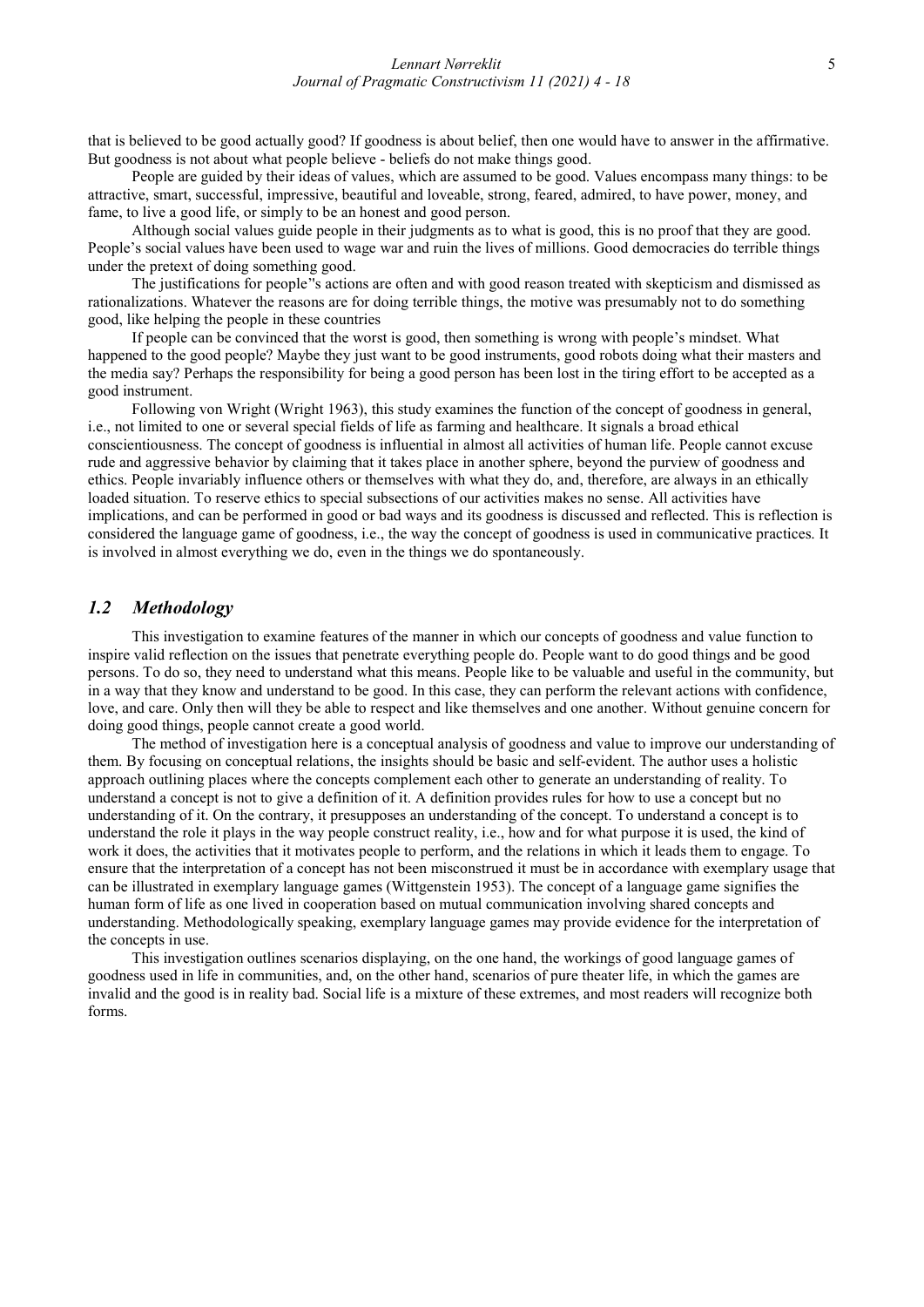that is believed to be good actually good? If goodness is about belief, then one would have to answer in the affirmative. But goodness is not about what people believe - beliefs do not make things good.

People are guided by their ideas of values, which are assumed to be good. Values encompass many things: to be attractive, smart, successful, impressive, beautiful and loveable, strong, feared, admired, to have power, money, and fame, to live a good life, or simply to be an honest and good person.

Although social values guide people in their judgments as to what is good, this is no proof that they are good. People's social values have been used to wage war and ruin the lives of millions. Good democracies do terrible things under the pretext of doing something good.

The justifications for people"s actions are often and with good reason treated with skepticism and dismissed as rationalizations. Whatever the reasons are for doing terrible things, the motive was presumably not to do something good, like helping the people in these countries

If people can be convinced that the worst is good, then something is wrong with people's mindset. What happened to the good people? Maybe they just want to be good instruments, good robots doing what their masters and the media say? Perhaps the responsibility for being a good person has been lost in the tiring effort to be accepted as a good instrument.

Following von Wright (Wright 1963), this study examines the function of the concept of goodness in general, i.e., not limited to one or several special fields of life as farming and healthcare. It signals a broad ethical conscientiousness. The concept of goodness is influential in almost all activities of human life. People cannot excuse rude and aggressive behavior by claiming that it takes place in another sphere, beyond the purview of goodness and ethics. People invariably influence others or themselves with what they do, and, therefore, are always in an ethically loaded situation. To reserve ethics to special subsections of our activities makes no sense. All activities have implications, and can be performed in good or bad ways and its goodness is discussed and reflected. This is reflection is considered the language game of goodness, i.e., the way the concept of goodness is used in communicative practices. It is involved in almost everything we do, even in the things we do spontaneously.

## *1.2 Methodology*

This investigation to examine features of the manner in which our concepts of goodness and value function to inspire valid reflection on the issues that penetrate everything people do. People want to do good things and be good persons. To do so, they need to understand what this means. People like to be valuable and useful in the community, but in a way that they know and understand to be good. In this case, they can perform the relevant actions with confidence, love, and care. Only then will they be able to respect and like themselves and one another. Without genuine concern for doing good things, people cannot create a good world.

The method of investigation here is a conceptual analysis of goodness and value to improve our understanding of them. By focusing on conceptual relations, the insights should be basic and self-evident. The author uses a holistic approach outlining places where the concepts complement each other to generate an understanding of reality. To understand a concept is not to give a definition of it. A definition provides rules for how to use a concept but no understanding of it. On the contrary, it presupposes an understanding of the concept. To understand a concept is to understand the role it plays in the way people construct reality, i.e., how and for what purpose it is used, the kind of work it does, the activities that it motivates people to perform, and the relations in which it leads them to engage. To ensure that the interpretation of a concept has not been misconstrued it must be in accordance with exemplary usage that can be illustrated in exemplary language games (Wittgenstein 1953). The concept of a language game signifies the human form of life as one lived in cooperation based on mutual communication involving shared concepts and understanding. Methodologically speaking, exemplary language games may provide evidence for the interpretation of the concepts in use.

This investigation outlines scenarios displaying, on the one hand, the workings of good language games of goodness used in life in communities, and, on the other hand, scenarios of pure theater life, in which the games are invalid and the good is in reality bad. Social life is a mixture of these extremes, and most readers will recognize both forms.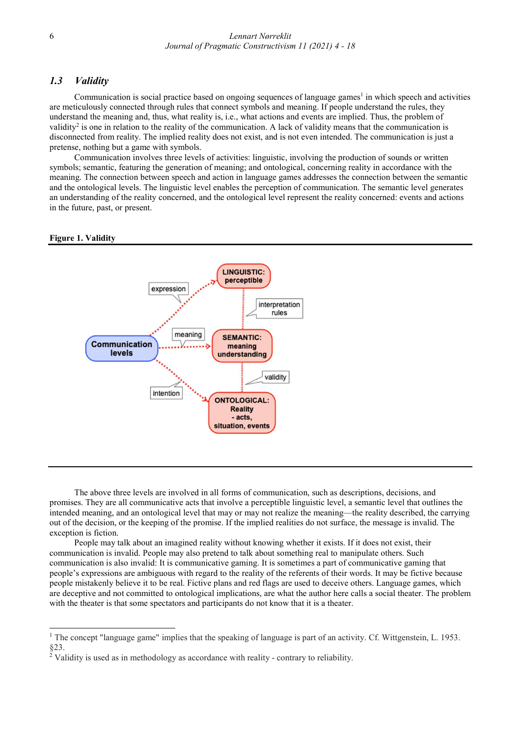### 1.3 *Validity*

Communication is social practice based on ongoing sequences of language games[1] in which speech and activities are meticulously connected through rules that connect symbols and meaning. If people understand the rules, they understand the meaning and, thus, what reality is, i.e., what actions and events are implied. Thus, the problem of validity[2] is one in relation to the reality of the communication. A lack of validity means that the communication is disconnected from reality. The implied reality does not exist, and is not even intended. The communication is just a pretense, nothing but a game with symbols.

Communication involves three levels of activities: linguistic, involving the production of sounds or written symbols; semantic, featuring the generation of meaning; and ontological, concerning reality in accordance with the meaning. The connection between speech and action in language games addresses the connection between the semantic and the ontological levels. The linguistic level enables the perception of communication. The semantic level generates an understanding of the reality concerned, and the ontological level represent the reality concerned: events and actions in the future, past, or present.

**Figure 1. Validity**

Communication levels → (expression) LINGUISTIC: perceptible; → (meaning) SEMANTIC: meaning understanding; → (intention) ONTOLOGICAL: Reality - acts, situation, events. LINGUISTIC – (interpretation rules) – SEMANTIC – (validity) – ONTOLOGICAL.

The above three levels are involved in all forms of communication, such as descriptions, decisions, and promises. They are all communicative acts that involve a perceptible linguistic level, a semantic level that outlines the intended meaning, and an ontological level that may or may not realize the meaning—the reality described, the carrying out of the decision, or the keeping of the promise. If the implied realities do not surface, the message is invalid. The exception is fiction.

People may talk about an imagined reality without knowing whether it exists. If it does not exist, their communication is invalid. People may also pretend to talk about something real to manipulate others. Such communication is also invalid: It is communicative gaming. It is sometimes a part of communicative gaming that people's expressions are ambiguous with regard to the reality of the referents of their words. It may be fictive because people mistakenly believe it to be real. Fictive plans and red flags are used to deceive others. Language games, which are deceptive and not committed to ontological implications, are what the author here calls a social theater. The problem with the theater is that some spectators and participants do not know that it is a theater.

---

[1] The concept "language game" implies that the speaking of language is part of an activity. Cf. Wittgenstein, L. 1953. §23.

[2] Validity is used as in methodology as accordance with reality - contrary to reliability.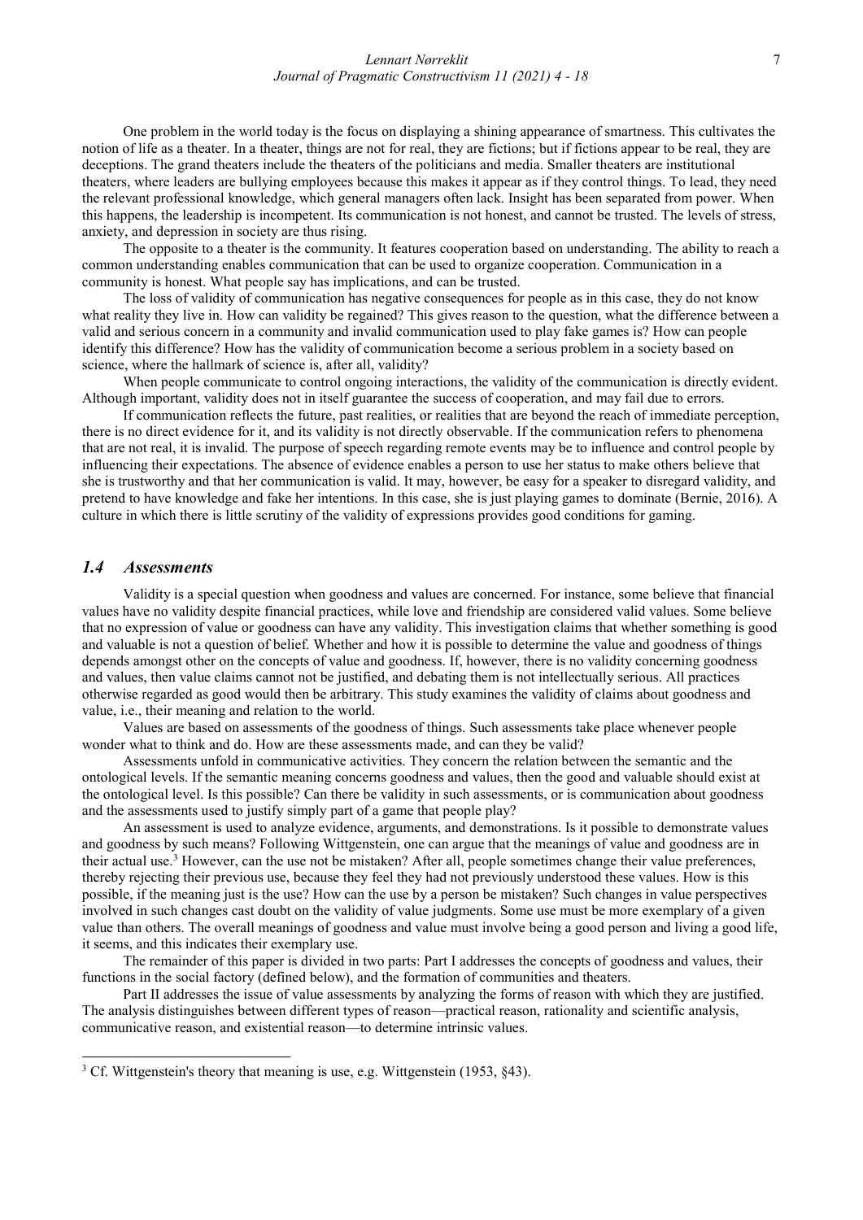One problem in the world today is the focus on displaying a shining appearance of smartness. This cultivates the notion of life as a theater. In a theater, things are not for real, they are fictions; but if fictions appear to be real, they are deceptions. The grand theaters include the theaters of the politicians and media. Smaller theaters are institutional theaters, where leaders are bullying employees because this makes it appear as if they control things. To lead, they need the relevant professional knowledge, which general managers often lack. Insight has been separated from power. When this happens, the leadership is incompetent. Its communication is not honest, and cannot be trusted. The levels of stress, anxiety, and depression in society are thus rising.

The opposite to a theater is the community. It features cooperation based on understanding. The ability to reach a common understanding enables communication that can be used to organize cooperation. Communication in a community is honest. What people say has implications, and can be trusted.

The loss of validity of communication has negative consequences for people as in this case, they do not know what reality they live in. How can validity be regained? This gives reason to the question, what the difference between a valid and serious concern in a community and invalid communication used to play fake games is? How can people identify this difference? How has the validity of communication become a serious problem in a society based on science, where the hallmark of science is, after all, validity?

When people communicate to control ongoing interactions, the validity of the communication is directly evident. Although important, validity does not in itself guarantee the success of cooperation, and may fail due to errors.

If communication reflects the future, past realities, or realities that are beyond the reach of immediate perception, there is no direct evidence for it, and its validity is not directly observable. If the communication refers to phenomena that are not real, it is invalid. The purpose of speech regarding remote events may be to influence and control people by influencing their expectations. The absence of evidence enables a person to use her status to make others believe that she is trustworthy and that her communication is valid. It may, however, be easy for a speaker to disregard validity, and pretend to have knowledge and fake her intentions. In this case, she is just playing games to dominate (Bernie, 2016). A culture in which there is little scrutiny of the validity of expressions provides good conditions for gaming.

## *1.4 Assessments*

Validity is a special question when goodness and values are concerned. For instance, some believe that financial values have no validity despite financial practices, while love and friendship are considered valid values. Some believe that no expression of value or goodness can have any validity. This investigation claims that whether something is good and valuable is not a question of belief. Whether and how it is possible to determine the value and goodness of things depends amongst other on the concepts of value and goodness. If, however, there is no validity concerning goodness and values, then value claims cannot not be justified, and debating them is not intellectually serious. All practices otherwise regarded as good would then be arbitrary. This study examines the validity of claims about goodness and value, i.e., their meaning and relation to the world.

Values are based on assessments of the goodness of things. Such assessments take place whenever people wonder what to think and do. How are these assessments made, and can they be valid?

Assessments unfold in communicative activities. They concern the relation between the semantic and the ontological levels. If the semantic meaning concerns goodness and values, then the good and valuable should exist at the ontological level. Is this possible? Can there be validity in such assessments, or is communication about goodness and the assessments used to justify simply part of a game that people play?

An assessment is used to analyze evidence, arguments, and demonstrations. Is it possible to demonstrate values and goodness by such means? Following Wittgenstein, one can argue that the meanings of value and goodness are in their actual use.[3] However, can the use not be mistaken? After all, people sometimes change their value preferences, thereby rejecting their previous use, because they feel they had not previously understood these values. How is this possible, if the meaning just is the use? How can the use by a person be mistaken? Such changes in value perspectives involved in such changes cast doubt on the validity of value judgments. Some use must be more exemplary of a given value than others. The overall meanings of goodness and value must involve being a good person and living a good life, it seems, and this indicates their exemplary use.

The remainder of this paper is divided in two parts: Part I addresses the concepts of goodness and values, their functions in the social factory (defined below), and the formation of communities and theaters.

Part II addresses the issue of value assessments by analyzing the forms of reason with which they are justified. The analysis distinguishes between different types of reason—practical reason, rationality and scientific analysis, communicative reason, and existential reason—to determine intrinsic values.

---

[3] Cf. Wittgenstein's theory that meaning is use, e.g. Wittgenstein (1953, §43).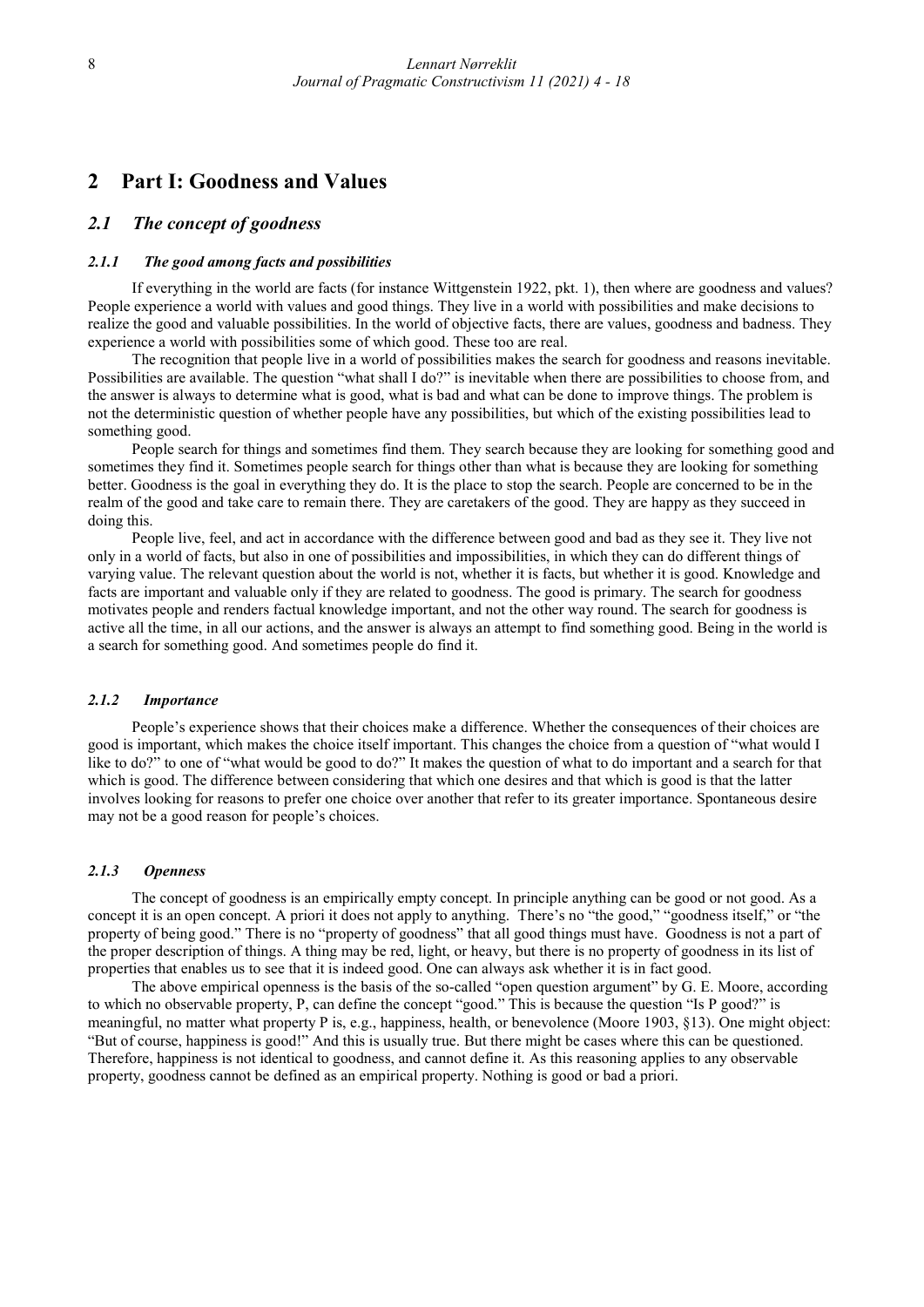## 2 Part I: Goodness and Values

### *2.1 The concept of goodness*

#### *2.1.1 The good among facts and possibilities*

If everything in the world are facts (for instance Wittgenstein 1922, pkt. 1), then where are goodness and values? People experience a world with values and good things. They live in a world with possibilities and make decisions to realize the good and valuable possibilities. In the world of objective facts, there are values, goodness and badness. They experience a world with possibilities some of which good. These too are real.

The recognition that people live in a world of possibilities makes the search for goodness and reasons inevitable. Possibilities are available. The question "what shall I do?" is inevitable when there are possibilities to choose from, and the answer is always to determine what is good, what is bad and what can be done to improve things. The problem is not the deterministic question of whether people have any possibilities, but which of the existing possibilities lead to something good.

People search for things and sometimes find them. They search because they are looking for something good and sometimes they find it. Sometimes people search for things other than what is because they are looking for something better. Goodness is the goal in everything they do. It is the place to stop the search. People are concerned to be in the realm of the good and take care to remain there. They are caretakers of the good. They are happy as they succeed in doing this.

People live, feel, and act in accordance with the difference between good and bad as they see it. They live not only in a world of facts, but also in one of possibilities and impossibilities, in which they can do different things of varying value. The relevant question about the world is not, whether it is facts, but whether it is good. Knowledge and facts are important and valuable only if they are related to goodness. The good is primary. The search for goodness motivates people and renders factual knowledge important, and not the other way round. The search for goodness is active all the time, in all our actions, and the answer is always an attempt to find something good. Being in the world is a search for something good. And sometimes people do find it.

#### *2.1.2 Importance*

People's experience shows that their choices make a difference. Whether the consequences of their choices are good is important, which makes the choice itself important. This changes the choice from a question of "what would I like to do?" to one of "what would be good to do?" It makes the question of what to do important and a search for that which is good. The difference between considering that which one desires and that which is good is that the latter involves looking for reasons to prefer one choice over another that refer to its greater importance. Spontaneous desire may not be a good reason for people's choices.

#### *2.1.3 Openness*

The concept of goodness is an empirically empty concept. In principle anything can be good or not good. As a concept it is an open concept. A priori it does not apply to anything. There's no "the good," "goodness itself," or "the property of being good." There is no "property of goodness" that all good things must have. Goodness is not a part of the proper description of things. A thing may be red, light, or heavy, but there is no property of goodness in its list of properties that enables us to see that it is indeed good. One can always ask whether it is in fact good.

The above empirical openness is the basis of the so-called "open question argument" by G. E. Moore, according to which no observable property, P, can define the concept "good." This is because the question "Is P good?" is meaningful, no matter what property P is, e.g., happiness, health, or benevolence (Moore 1903, §13). One might object: "But of course, happiness is good!" And this is usually true. But there might be cases where this can be questioned. Therefore, happiness is not identical to goodness, and cannot define it. As this reasoning applies to any observable property, goodness cannot be defined as an empirical property. Nothing is good or bad a priori.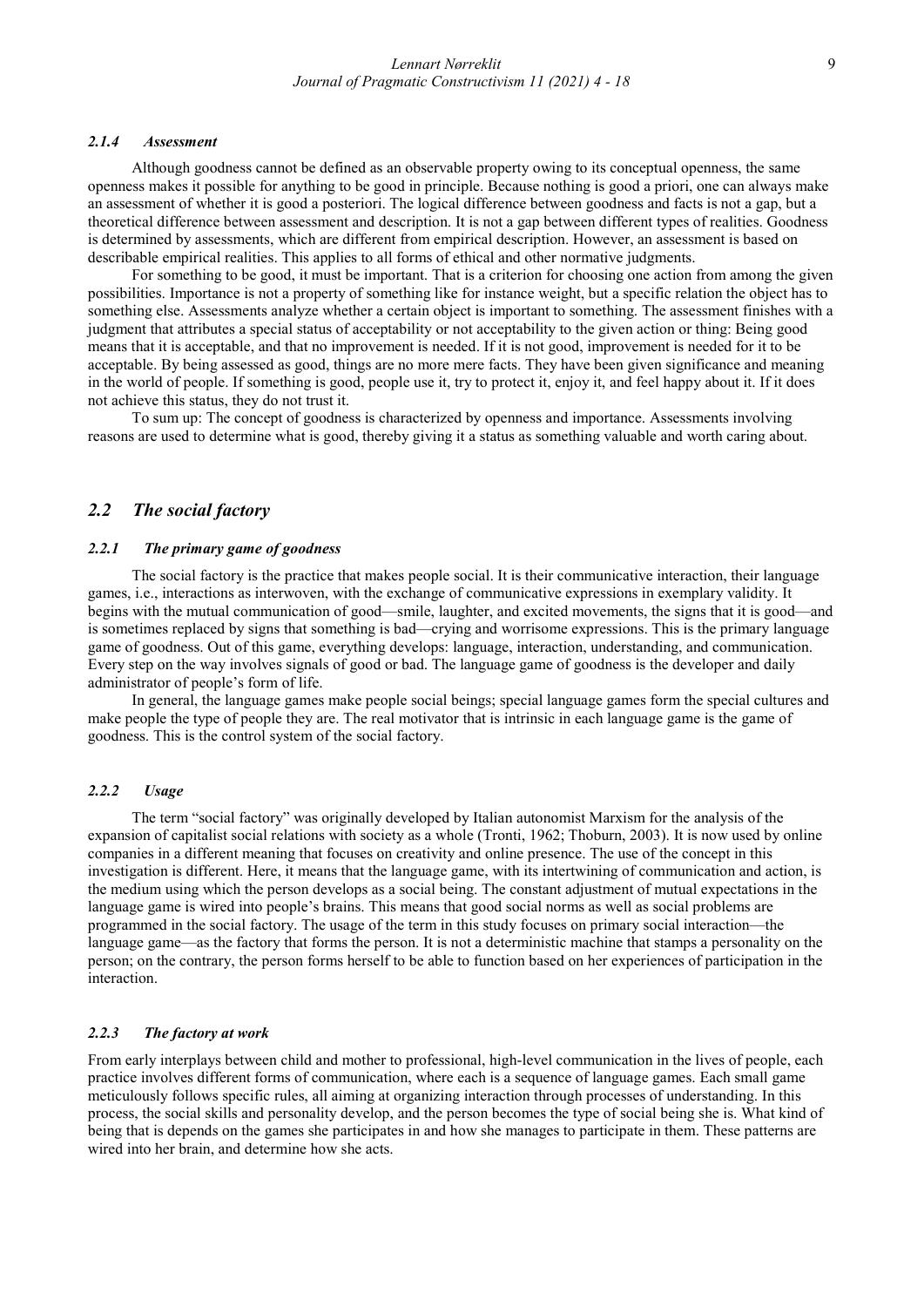#### *2.1.4 Assessment*

Although goodness cannot be defined as an observable property owing to its conceptual openness, the same openness makes it possible for anything to be good in principle. Because nothing is good a priori, one can always make an assessment of whether it is good a posteriori. The logical difference between goodness and facts is not a gap, but a theoretical difference between assessment and description. It is not a gap between different types of realities. Goodness is determined by assessments, which are different from empirical description. However, an assessment is based on describable empirical realities. This applies to all forms of ethical and other normative judgments.

For something to be good, it must be important. That is a criterion for choosing one action from among the given possibilities. Importance is not a property of something like for instance weight, but a specific relation the object has to something else. Assessments analyze whether a certain object is important to something. The assessment finishes with a judgment that attributes a special status of acceptability or not acceptability to the given action or thing: Being good means that it is acceptable, and that no improvement is needed. If it is not good, improvement is needed for it to be acceptable. By being assessed as good, things are no more mere facts. They have been given significance and meaning in the world of people. If something is good, people use it, try to protect it, enjoy it, and feel happy about it. If it does not achieve this status, they do not trust it.

To sum up: The concept of goodness is characterized by openness and importance. Assessments involving reasons are used to determine what is good, thereby giving it a status as something valuable and worth caring about.

## *2.2 The social factory*

#### *2.2.1 The primary game of goodness*

The social factory is the practice that makes people social. It is their communicative interaction, their language games, i.e., interactions as interwoven, with the exchange of communicative expressions in exemplary validity. It begins with the mutual communication of good—smile, laughter, and excited movements, the signs that it is good—and is sometimes replaced by signs that something is bad—crying and worrisome expressions. This is the primary language game of goodness. Out of this game, everything develops: language, interaction, understanding, and communication. Every step on the way involves signals of good or bad. The language game of goodness is the developer and daily administrator of people's form of life.

In general, the language games make people social beings; special language games form the special cultures and make people the type of people they are. The real motivator that is intrinsic in each language game is the game of goodness. This is the control system of the social factory.

#### *2.2.2 Usage*

The term "social factory" was originally developed by Italian autonomist Marxism for the analysis of the expansion of capitalist social relations with society as a whole (Tronti, 1962; Thoburn, 2003). It is now used by online companies in a different meaning that focuses on creativity and online presence. The use of the concept in this investigation is different. Here, it means that the language game, with its intertwining of communication and action, is the medium using which the person develops as a social being. The constant adjustment of mutual expectations in the language game is wired into people's brains. This means that good social norms as well as social problems are programmed in the social factory. The usage of the term in this study focuses on primary social interaction—the language game—as the factory that forms the person. It is not a deterministic machine that stamps a personality on the person; on the contrary, the person forms herself to be able to function based on her experiences of participation in the interaction.

#### *2.2.3 The factory at work*

From early interplays between child and mother to professional, high-level communication in the lives of people, each practice involves different forms of communication, where each is a sequence of language games. Each small game meticulously follows specific rules, all aiming at organizing interaction through processes of understanding. In this process, the social skills and personality develop, and the person becomes the type of social being she is. What kind of being that is depends on the games she participates in and how she manages to participate in them. These patterns are wired into her brain, and determine how she acts.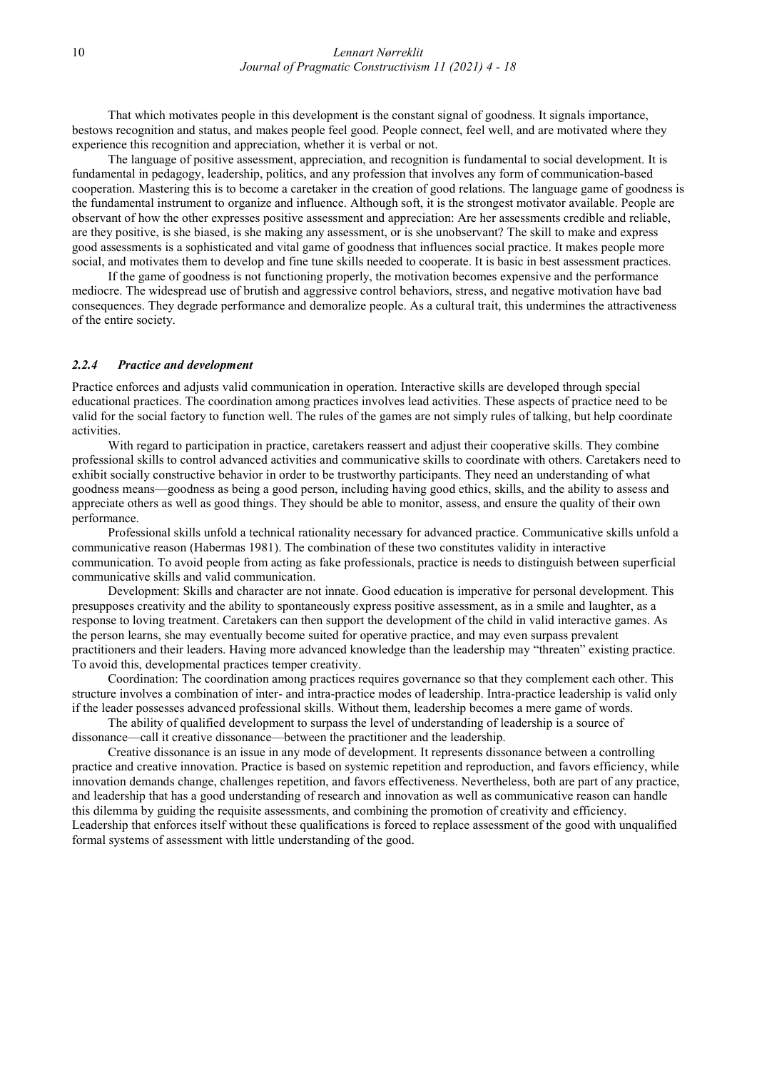That which motivates people in this development is the constant signal of goodness. It signals importance, bestows recognition and status, and makes people feel good. People connect, feel well, and are motivated where they experience this recognition and appreciation, whether it is verbal or not.

The language of positive assessment, appreciation, and recognition is fundamental to social development. It is fundamental in pedagogy, leadership, politics, and any profession that involves any form of communication-based cooperation. Mastering this is to become a caretaker in the creation of good relations. The language game of goodness is the fundamental instrument to organize and influence. Although soft, it is the strongest motivator available. People are observant of how the other expresses positive assessment and appreciation: Are her assessments credible and reliable, are they positive, is she biased, is she making any assessment, or is she unobservant? The skill to make and express good assessments is a sophisticated and vital game of goodness that influences social practice. It makes people more social, and motivates them to develop and fine tune skills needed to cooperate. It is basic in best assessment practices.

If the game of goodness is not functioning properly, the motivation becomes expensive and the performance mediocre. The widespread use of brutish and aggressive control behaviors, stress, and negative motivation have bad consequences. They degrade performance and demoralize people. As a cultural trait, this undermines the attractiveness of the entire society.

#### *2.2.4 Practice and development*

Practice enforces and adjusts valid communication in operation. Interactive skills are developed through special educational practices. The coordination among practices involves lead activities. These aspects of practice need to be valid for the social factory to function well. The rules of the games are not simply rules of talking, but help coordinate activities.

With regard to participation in practice, caretakers reassert and adjust their cooperative skills. They combine professional skills to control advanced activities and communicative skills to coordinate with others. Caretakers need to exhibit socially constructive behavior in order to be trustworthy participants. They need an understanding of what goodness means—goodness as being a good person, including having good ethics, skills, and the ability to assess and appreciate others as well as good things. They should be able to monitor, assess, and ensure the quality of their own performance.

Professional skills unfold a technical rationality necessary for advanced practice. Communicative skills unfold a communicative reason (Habermas 1981). The combination of these two constitutes validity in interactive communication. To avoid people from acting as fake professionals, practice is needs to distinguish between superficial communicative skills and valid communication.

Development: Skills and character are not innate. Good education is imperative for personal development. This presupposes creativity and the ability to spontaneously express positive assessment, as in a smile and laughter, as a response to loving treatment. Caretakers can then support the development of the child in valid interactive games. As the person learns, she may eventually become suited for operative practice, and may even surpass prevalent practitioners and their leaders. Having more advanced knowledge than the leadership may "threaten" existing practice. To avoid this, developmental practices temper creativity.

Coordination: The coordination among practices requires governance so that they complement each other. This structure involves a combination of inter- and intra-practice modes of leadership. Intra-practice leadership is valid only if the leader possesses advanced professional skills. Without them, leadership becomes a mere game of words.

The ability of qualified development to surpass the level of understanding of leadership is a source of dissonance—call it creative dissonance—between the practitioner and the leadership.

Creative dissonance is an issue in any mode of development. It represents dissonance between a controlling practice and creative innovation. Practice is based on systemic repetition and reproduction, and favors efficiency, while innovation demands change, challenges repetition, and favors effectiveness. Nevertheless, both are part of any practice, and leadership that has a good understanding of research and innovation as well as communicative reason can handle this dilemma by guiding the requisite assessments, and combining the promotion of creativity and efficiency. Leadership that enforces itself without these qualifications is forced to replace assessment of the good with unqualified formal systems of assessment with little understanding of the good.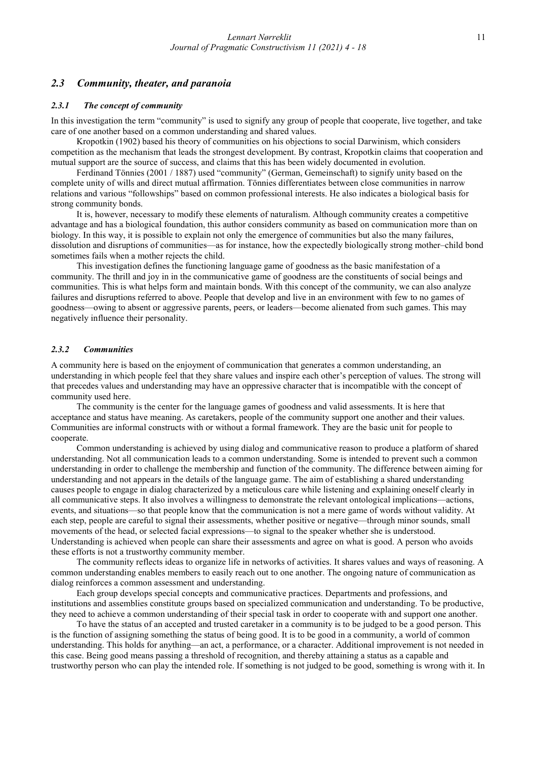## 2.3 *Community, theater, and paranoia*

### 2.3.1 *The concept of community*

In this investigation the term "community" is used to signify any group of people that cooperate, live together, and take care of one another based on a common understanding and shared values.

Kropotkin (1902) based his theory of communities on his objections to social Darwinism, which considers competition as the mechanism that leads the strongest development. By contrast, Kropotkin claims that cooperation and mutual support are the source of success, and claims that this has been widely documented in evolution.

Ferdinand Tönnies (2001 / 1887) used "community" (German, Gemeinschaft) to signify unity based on the complete unity of wills and direct mutual affirmation. Tönnies differentiates between close communities in narrow relations and various "followships" based on common professional interests. He also indicates a biological basis for strong community bonds.

It is, however, necessary to modify these elements of naturalism. Although community creates a competitive advantage and has a biological foundation, this author considers community as based on communication more than on biology. In this way, it is possible to explain not only the emergence of communities but also the many failures, dissolution and disruptions of communities—as for instance, how the expectedly biologically strong mother–child bond sometimes fails when a mother rejects the child.

This investigation defines the functioning language game of goodness as the basic manifestation of a community. The thrill and joy in in the communicative game of goodness are the constituents of social beings and communities. This is what helps form and maintain bonds. With this concept of the community, we can also analyze failures and disruptions referred to above. People that develop and live in an environment with few to no games of goodness—owing to absent or aggressive parents, peers, or leaders—become alienated from such games. This may negatively influence their personality.

### 2.3.2 *Communities*

A community here is based on the enjoyment of communication that generates a common understanding, an understanding in which people feel that they share values and inspire each other's perception of values. The strong will that precedes values and understanding may have an oppressive character that is incompatible with the concept of community used here.

The community is the center for the language games of goodness and valid assessments. It is here that acceptance and status have meaning. As caretakers, people of the community support one another and their values. Communities are informal constructs with or without a formal framework. They are the basic unit for people to cooperate.

Common understanding is achieved by using dialog and communicative reason to produce a platform of shared understanding. Not all communication leads to a common understanding. Some is intended to prevent such a common understanding in order to challenge the membership and function of the community. The difference between aiming for understanding and not appears in the details of the language game. The aim of establishing a shared understanding causes people to engage in dialog characterized by a meticulous care while listening and explaining oneself clearly in all communicative steps. It also involves a willingness to demonstrate the relevant ontological implications—actions, events, and situations—so that people know that the communication is not a mere game of words without validity. At each step, people are careful to signal their assessments, whether positive or negative—through minor sounds, small movements of the head, or selected facial expressions—to signal to the speaker whether she is understood. Understanding is achieved when people can share their assessments and agree on what is good. A person who avoids these efforts is not a trustworthy community member.

The community reflects ideas to organize life in networks of activities. It shares values and ways of reasoning. A common understanding enables members to easily reach out to one another. The ongoing nature of communication as dialog reinforces a common assessment and understanding.

Each group develops special concepts and communicative practices. Departments and professions, and institutions and assemblies constitute groups based on specialized communication and understanding. To be productive, they need to achieve a common understanding of their special task in order to cooperate with and support one another.

To have the status of an accepted and trusted caretaker in a community is to be judged to be a good person. This is the function of assigning something the status of being good. It is to be good in a community, a world of common understanding. This holds for anything—an act, a performance, or a character. Additional improvement is not needed in this case. Being good means passing a threshold of recognition, and thereby attaining a status as a capable and trustworthy person who can play the intended role. If something is not judged to be good, something is wrong with it. In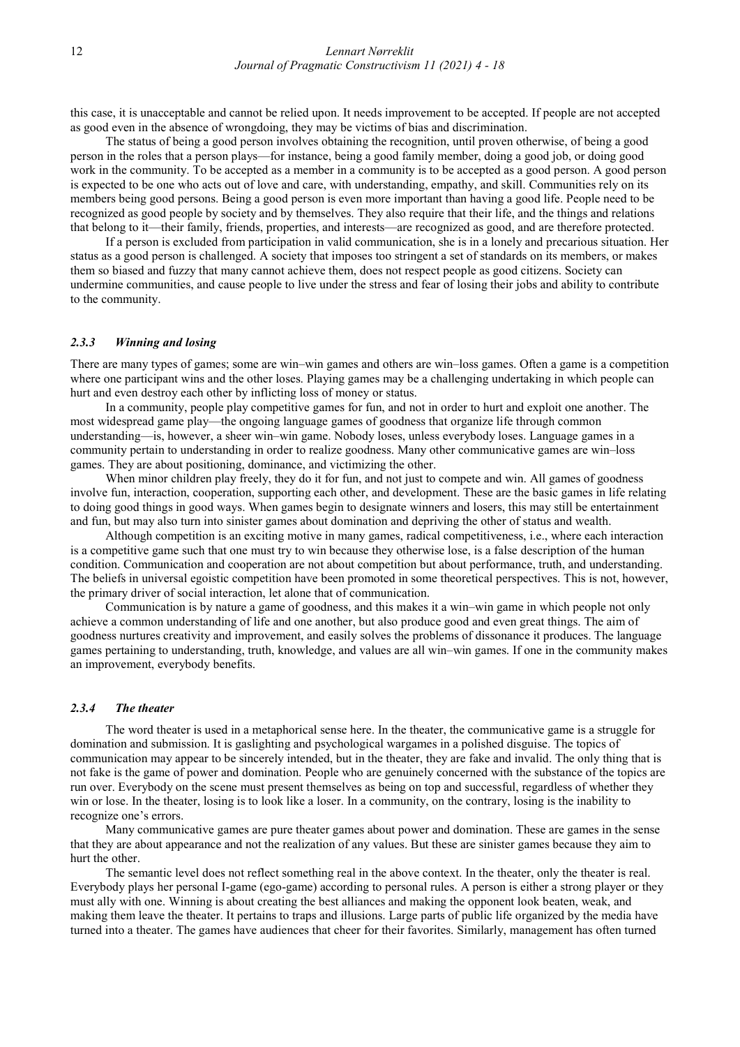this case, it is unacceptable and cannot be relied upon. It needs improvement to be accepted. If people are not accepted as good even in the absence of wrongdoing, they may be victims of bias and discrimination.

The status of being a good person involves obtaining the recognition, until proven otherwise, of being a good person in the roles that a person plays—for instance, being a good family member, doing a good job, or doing good work in the community. To be accepted as a member in a community is to be accepted as a good person. A good person is expected to be one who acts out of love and care, with understanding, empathy, and skill. Communities rely on its members being good persons. Being a good person is even more important than having a good life. People need to be recognized as good people by society and by themselves. They also require that their life, and the things and relations that belong to it—their family, friends, properties, and interests—are recognized as good, and are therefore protected.

If a person is excluded from participation in valid communication, she is in a lonely and precarious situation. Her status as a good person is challenged. A society that imposes too stringent a set of standards on its members, or makes them so biased and fuzzy that many cannot achieve them, does not respect people as good citizens. Society can undermine communities, and cause people to live under the stress and fear of losing their jobs and ability to contribute to the community.

### *2.3.3 Winning and losing*

There are many types of games; some are win–win games and others are win–loss games. Often a game is a competition where one participant wins and the other loses. Playing games may be a challenging undertaking in which people can hurt and even destroy each other by inflicting loss of money or status.

In a community, people play competitive games for fun, and not in order to hurt and exploit one another. The most widespread game play—the ongoing language games of goodness that organize life through common understanding—is, however, a sheer win–win game. Nobody loses, unless everybody loses. Language games in a community pertain to understanding in order to realize goodness. Many other communicative games are win–loss games. They are about positioning, dominance, and victimizing the other.

When minor children play freely, they do it for fun, and not just to compete and win. All games of goodness involve fun, interaction, cooperation, supporting each other, and development. These are the basic games in life relating to doing good things in good ways. When games begin to designate winners and losers, this may still be entertainment and fun, but may also turn into sinister games about domination and depriving the other of status and wealth.

Although competition is an exciting motive in many games, radical competitiveness, i.e., where each interaction is a competitive game such that one must try to win because they otherwise lose, is a false description of the human condition. Communication and cooperation are not about competition but about performance, truth, and understanding. The beliefs in universal egoistic competition have been promoted in some theoretical perspectives. This is not, however, the primary driver of social interaction, let alone that of communication.

Communication is by nature a game of goodness, and this makes it a win–win game in which people not only achieve a common understanding of life and one another, but also produce good and even great things. The aim of goodness nurtures creativity and improvement, and easily solves the problems of dissonance it produces. The language games pertaining to understanding, truth, knowledge, and values are all win–win games. If one in the community makes an improvement, everybody benefits.

### *2.3.4 The theater*

The word theater is used in a metaphorical sense here. In the theater, the communicative game is a struggle for domination and submission. It is gaslighting and psychological wargames in a polished disguise. The topics of communication may appear to be sincerely intended, but in the theater, they are fake and invalid. The only thing that is not fake is the game of power and domination. People who are genuinely concerned with the substance of the topics are run over. Everybody on the scene must present themselves as being on top and successful, regardless of whether they win or lose. In the theater, losing is to look like a loser. In a community, on the contrary, losing is the inability to recognize one's errors.

Many communicative games are pure theater games about power and domination. These are games in the sense that they are about appearance and not the realization of any values. But these are sinister games because they aim to hurt the other.

The semantic level does not reflect something real in the above context. In the theater, only the theater is real. Everybody plays her personal I-game (ego-game) according to personal rules. A person is either a strong player or they must ally with one. Winning is about creating the best alliances and making the opponent look beaten, weak, and making them leave the theater. It pertains to traps and illusions. Large parts of public life organized by the media have turned into a theater. The games have audiences that cheer for their favorites. Similarly, management has often turned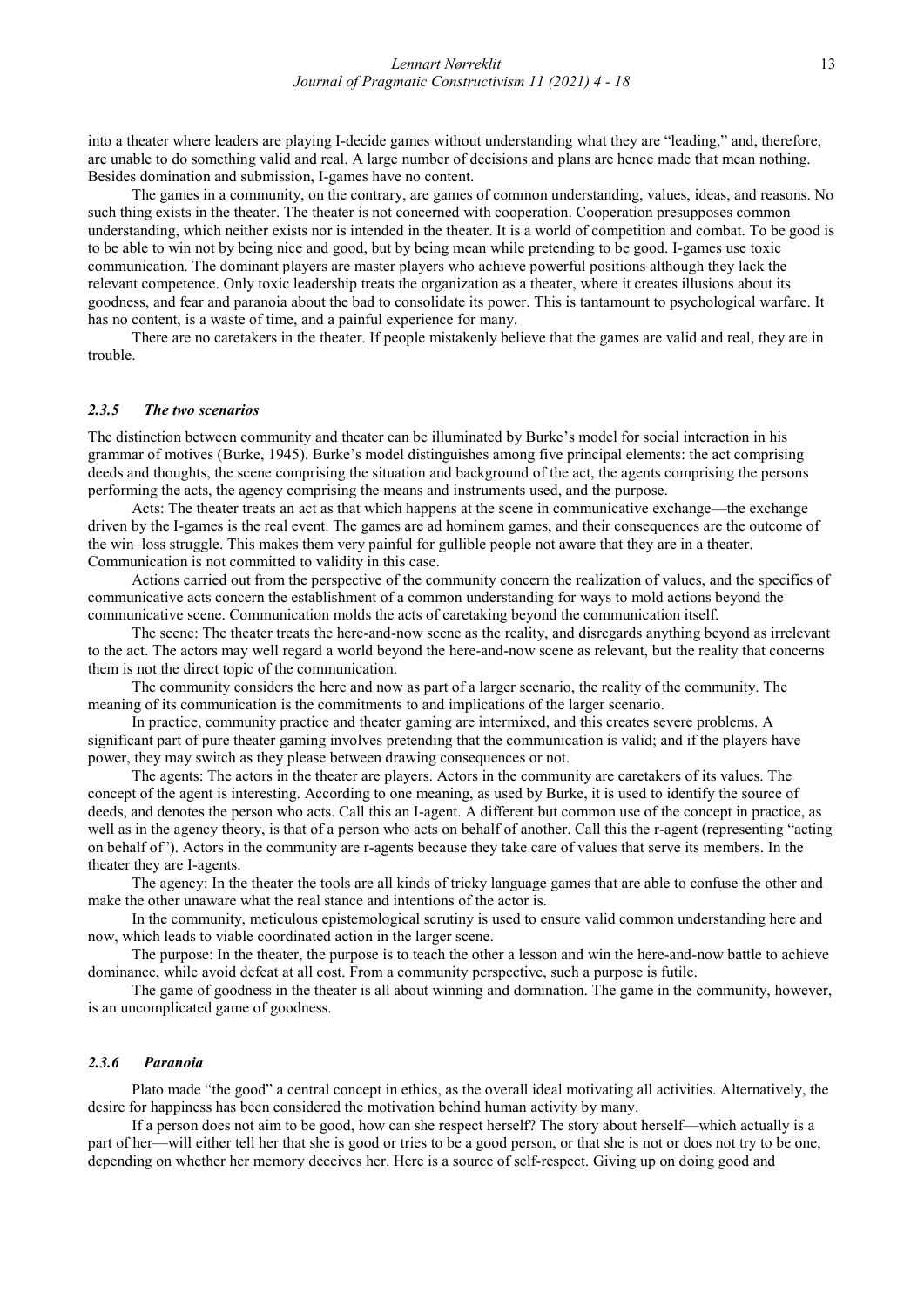into a theater where leaders are playing I-decide games without understanding what they are "leading," and, therefore, are unable to do something valid and real. A large number of decisions and plans are hence made that mean nothing. Besides domination and submission, I-games have no content.

The games in a community, on the contrary, are games of common understanding, values, ideas, and reasons. No such thing exists in the theater. The theater is not concerned with cooperation. Cooperation presupposes common understanding, which neither exists nor is intended in the theater. It is a world of competition and combat. To be good is to be able to win not by being nice and good, but by being mean while pretending to be good. I-games use toxic communication. The dominant players are master players who achieve powerful positions although they lack the relevant competence. Only toxic leadership treats the organization as a theater, where it creates illusions about its goodness, and fear and paranoia about the bad to consolidate its power. This is tantamount to psychological warfare. It has no content, is a waste of time, and a painful experience for many.

There are no caretakers in the theater. If people mistakenly believe that the games are valid and real, they are in trouble.

### *2.3.5 The two scenarios*

The distinction between community and theater can be illuminated by Burke's model for social interaction in his grammar of motives (Burke, 1945). Burke's model distinguishes among five principal elements: the act comprising deeds and thoughts, the scene comprising the situation and background of the act, the agents comprising the persons performing the acts, the agency comprising the means and instruments used, and the purpose.

Acts: The theater treats an act as that which happens at the scene in communicative exchange—the exchange driven by the I-games is the real event. The games are ad hominem games, and their consequences are the outcome of the win–loss struggle. This makes them very painful for gullible people not aware that they are in a theater. Communication is not committed to validity in this case.

Actions carried out from the perspective of the community concern the realization of values, and the specifics of communicative acts concern the establishment of a common understanding for ways to mold actions beyond the communicative scene. Communication molds the acts of caretaking beyond the communication itself.

The scene: The theater treats the here-and-now scene as the reality, and disregards anything beyond as irrelevant to the act. The actors may well regard a world beyond the here-and-now scene as relevant, but the reality that concerns them is not the direct topic of the communication.

The community considers the here and now as part of a larger scenario, the reality of the community. The meaning of its communication is the commitments to and implications of the larger scenario.

In practice, community practice and theater gaming are intermixed, and this creates severe problems. A significant part of pure theater gaming involves pretending that the communication is valid; and if the players have power, they may switch as they please between drawing consequences or not.

The agents: The actors in the theater are players. Actors in the community are caretakers of its values. The concept of the agent is interesting. According to one meaning, as used by Burke, it is used to identify the source of deeds, and denotes the person who acts. Call this an I-agent. A different but common use of the concept in practice, as well as in the agency theory, is that of a person who acts on behalf of another. Call this the r-agent (representing "acting on behalf of"). Actors in the community are r-agents because they take care of values that serve its members. In the theater they are I-agents.

The agency: In the theater the tools are all kinds of tricky language games that are able to confuse the other and make the other unaware what the real stance and intentions of the actor is.

In the community, meticulous epistemological scrutiny is used to ensure valid common understanding here and now, which leads to viable coordinated action in the larger scene.

The purpose: In the theater, the purpose is to teach the other a lesson and win the here-and-now battle to achieve dominance, while avoid defeat at all cost. From a community perspective, such a purpose is futile.

The game of goodness in the theater is all about winning and domination. The game in the community, however, is an uncomplicated game of goodness.

### *2.3.6 Paranoia*

Plato made "the good" a central concept in ethics, as the overall ideal motivating all activities. Alternatively, the desire for happiness has been considered the motivation behind human activity by many.

If a person does not aim to be good, how can she respect herself? The story about herself—which actually is a part of her—will either tell her that she is good or tries to be a good person, or that she is not or does not try to be one, depending on whether her memory deceives her. Here is a source of self-respect. Giving up on doing good and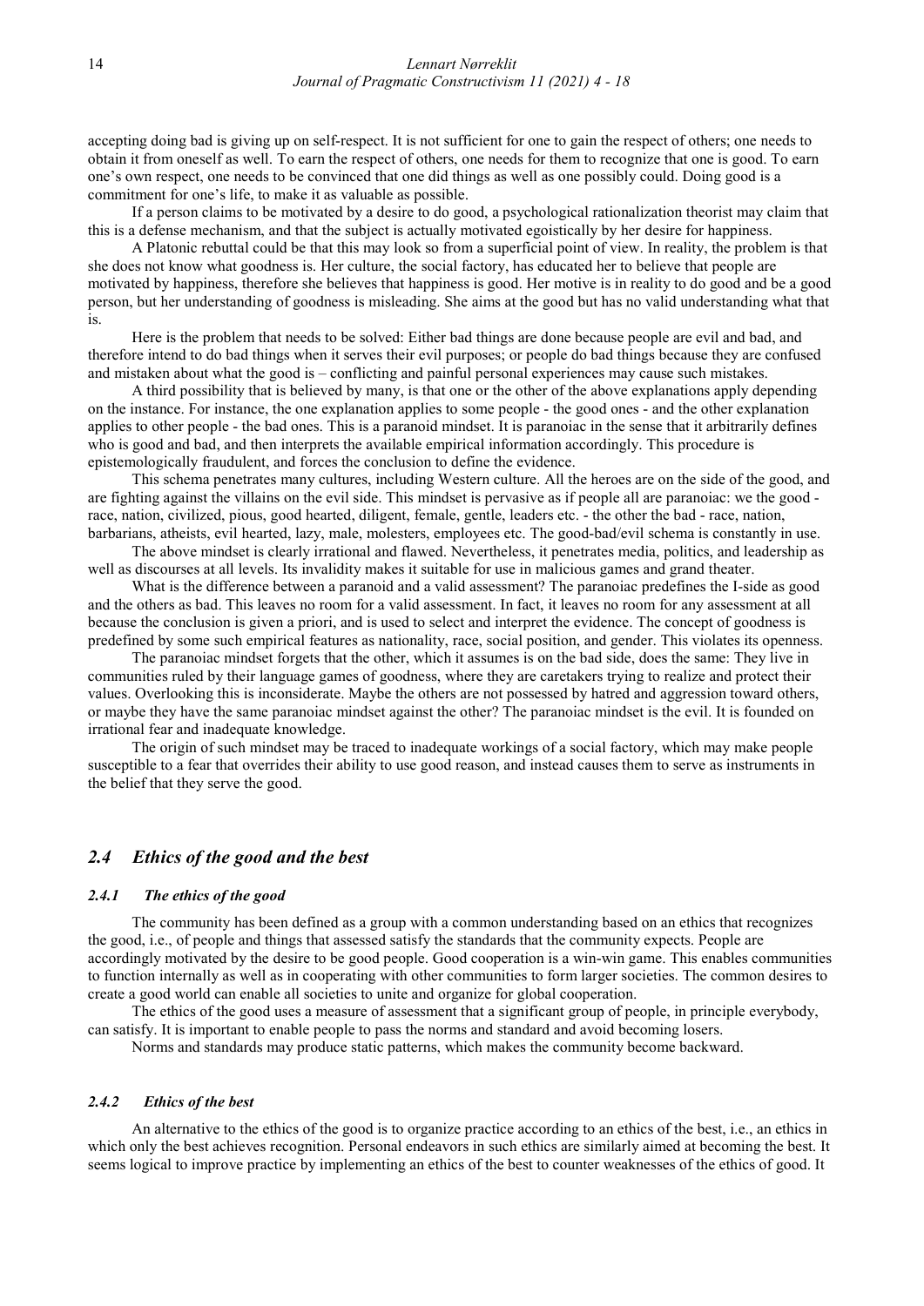accepting doing bad is giving up on self-respect. It is not sufficient for one to gain the respect of others; one needs to obtain it from oneself as well. To earn the respect of others, one needs for them to recognize that one is good. To earn one's own respect, one needs to be convinced that one did things as well as one possibly could. Doing good is a commitment for one's life, to make it as valuable as possible.

If a person claims to be motivated by a desire to do good, a psychological rationalization theorist may claim that this is a defense mechanism, and that the subject is actually motivated egoistically by her desire for happiness.

A Platonic rebuttal could be that this may look so from a superficial point of view. In reality, the problem is that she does not know what goodness is. Her culture, the social factory, has educated her to believe that people are motivated by happiness, therefore she believes that happiness is good. Her motive is in reality to do good and be a good person, but her understanding of goodness is misleading. She aims at the good but has no valid understanding what that is.

Here is the problem that needs to be solved: Either bad things are done because people are evil and bad, and therefore intend to do bad things when it serves their evil purposes; or people do bad things because they are confused and mistaken about what the good is – conflicting and painful personal experiences may cause such mistakes.

A third possibility that is believed by many, is that one or the other of the above explanations apply depending on the instance. For instance, the one explanation applies to some people - the good ones - and the other explanation applies to other people - the bad ones. This is a paranoid mindset. It is paranoiac in the sense that it arbitrarily defines who is good and bad, and then interprets the available empirical information accordingly. This procedure is epistemologically fraudulent, and forces the conclusion to define the evidence.

This schema penetrates many cultures, including Western culture. All the heroes are on the side of the good, and are fighting against the villains on the evil side. This mindset is pervasive as if people all are paranoiac: we the good - race, nation, civilized, pious, good hearted, diligent, female, gentle, leaders etc. - the other the bad - race, nation, barbarians, atheists, evil hearted, lazy, male, molesters, employees etc. The good-bad/evil schema is constantly in use.

The above mindset is clearly irrational and flawed. Nevertheless, it penetrates media, politics, and leadership as well as discourses at all levels. Its invalidity makes it suitable for use in malicious games and grand theater.

What is the difference between a paranoid and a valid assessment? The paranoiac predefines the I-side as good and the others as bad. This leaves no room for a valid assessment. In fact, it leaves no room for any assessment at all because the conclusion is given a priori, and is used to select and interpret the evidence. The concept of goodness is predefined by some such empirical features as nationality, race, social position, and gender. This violates its openness.

The paranoiac mindset forgets that the other, which it assumes is on the bad side, does the same: They live in communities ruled by their language games of goodness, where they are caretakers trying to realize and protect their values. Overlooking this is inconsiderate. Maybe the others are not possessed by hatred and aggression toward others, or maybe they have the same paranoiac mindset against the other? The paranoiac mindset is the evil. It is founded on irrational fear and inadequate knowledge.

The origin of such mindset may be traced to inadequate workings of a social factory, which may make people susceptible to a fear that overrides their ability to use good reason, and instead causes them to serve as instruments in the belief that they serve the good.

## *2.4 Ethics of the good and the best*

### *2.4.1 The ethics of the good*

The community has been defined as a group with a common understanding based on an ethics that recognizes the good, i.e., of people and things that assessed satisfy the standards that the community expects. People are accordingly motivated by the desire to be good people. Good cooperation is a win-win game. This enables communities to function internally as well as in cooperating with other communities to form larger societies. The common desires to create a good world can enable all societies to unite and organize for global cooperation.

The ethics of the good uses a measure of assessment that a significant group of people, in principle everybody, can satisfy. It is important to enable people to pass the norms and standard and avoid becoming losers.

Norms and standards may produce static patterns, which makes the community become backward.

### *2.4.2 Ethics of the best*

An alternative to the ethics of the good is to organize practice according to an ethics of the best, i.e., an ethics in which only the best achieves recognition. Personal endeavors in such ethics are similarly aimed at becoming the best. It seems logical to improve practice by implementing an ethics of the best to counter weaknesses of the ethics of good. It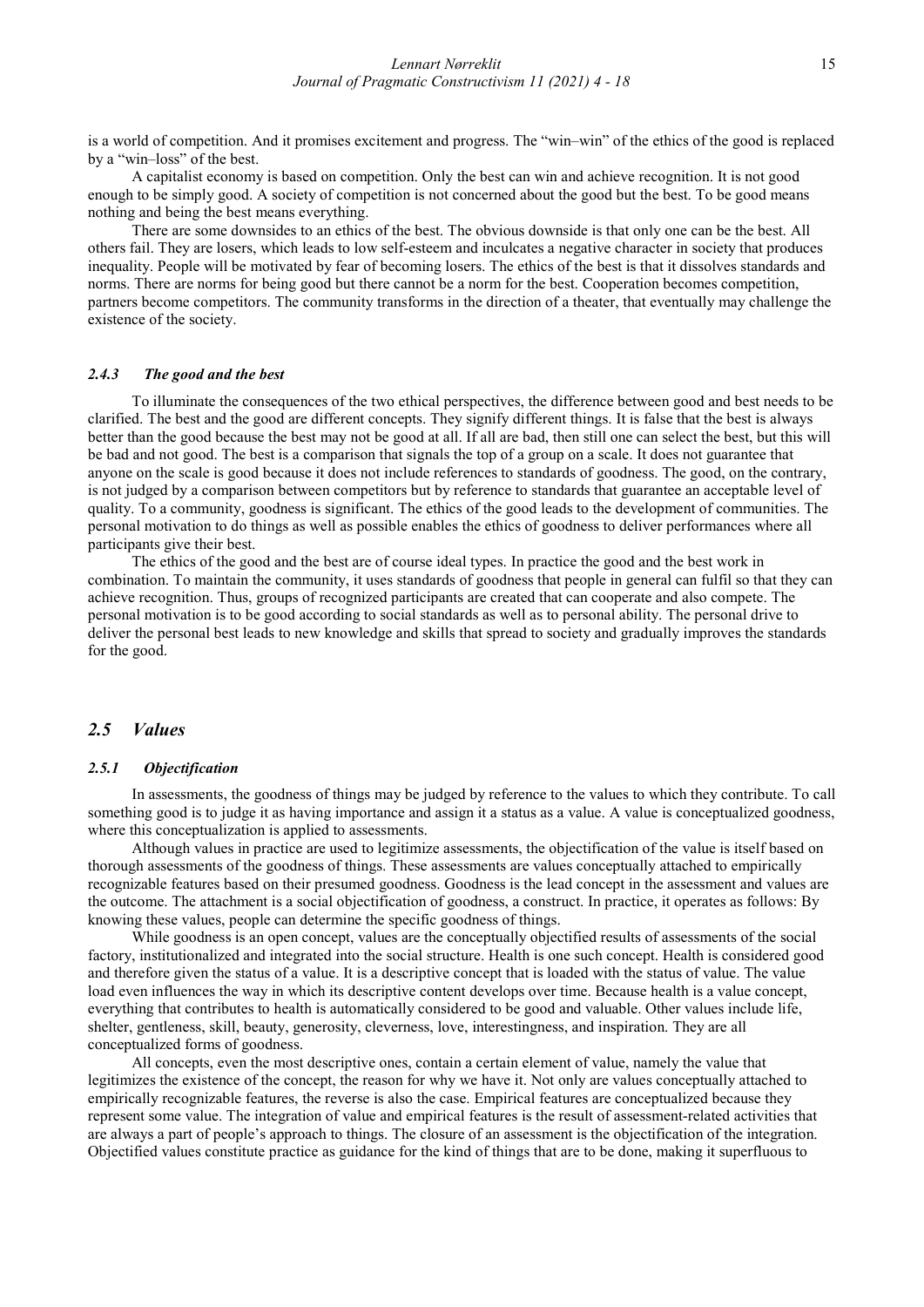is a world of competition. And it promises excitement and progress. The "win–win" of the ethics of the good is replaced by a "win–loss" of the best.

A capitalist economy is based on competition. Only the best can win and achieve recognition. It is not good enough to be simply good. A society of competition is not concerned about the good but the best. To be good means nothing and being the best means everything.

There are some downsides to an ethics of the best. The obvious downside is that only one can be the best. All others fail. They are losers, which leads to low self-esteem and inculcates a negative character in society that produces inequality. People will be motivated by fear of becoming losers. The ethics of the best is that it dissolves standards and norms. There are norms for being good but there cannot be a norm for the best. Cooperation becomes competition, partners become competitors. The community transforms in the direction of a theater, that eventually may challenge the existence of the society.

#### *2.4.3 The good and the best*

To illuminate the consequences of the two ethical perspectives, the difference between good and best needs to be clarified. The best and the good are different concepts. They signify different things. It is false that the best is always better than the good because the best may not be good at all. If all are bad, then still one can select the best, but this will be bad and not good. The best is a comparison that signals the top of a group on a scale. It does not guarantee that anyone on the scale is good because it does not include references to standards of goodness. The good, on the contrary, is not judged by a comparison between competitors but by reference to standards that guarantee an acceptable level of quality. To a community, goodness is significant. The ethics of the good leads to the development of communities. The personal motivation to do things as well as possible enables the ethics of goodness to deliver performances where all participants give their best.

The ethics of the good and the best are of course ideal types. In practice the good and the best work in combination. To maintain the community, it uses standards of goodness that people in general can fulfil so that they can achieve recognition. Thus, groups of recognized participants are created that can cooperate and also compete. The personal motivation is to be good according to social standards as well as to personal ability. The personal drive to deliver the personal best leads to new knowledge and skills that spread to society and gradually improves the standards for the good.

## *2.5 Values*

#### *2.5.1 Objectification*

In assessments, the goodness of things may be judged by reference to the values to which they contribute. To call something good is to judge it as having importance and assign it a status as a value. A value is conceptualized goodness, where this conceptualization is applied to assessments.

Although values in practice are used to legitimize assessments, the objectification of the value is itself based on thorough assessments of the goodness of things. These assessments are values conceptually attached to empirically recognizable features based on their presumed goodness. Goodness is the lead concept in the assessment and values are the outcome. The attachment is a social objectification of goodness, a construct. In practice, it operates as follows: By knowing these values, people can determine the specific goodness of things.

While goodness is an open concept, values are the conceptually objectified results of assessments of the social factory, institutionalized and integrated into the social structure. Health is one such concept. Health is considered good and therefore given the status of a value. It is a descriptive concept that is loaded with the status of value. The value load even influences the way in which its descriptive content develops over time. Because health is a value concept, everything that contributes to health is automatically considered to be good and valuable. Other values include life, shelter, gentleness, skill, beauty, generosity, cleverness, love, interestingness, and inspiration. They are all conceptualized forms of goodness.

All concepts, even the most descriptive ones, contain a certain element of value, namely the value that legitimizes the existence of the concept, the reason for why we have it. Not only are values conceptually attached to empirically recognizable features, the reverse is also the case. Empirical features are conceptualized because they represent some value. The integration of value and empirical features is the result of assessment-related activities that are always a part of people's approach to things. The closure of an assessment is the objectification of the integration. Objectified values constitute practice as guidance for the kind of things that are to be done, making it superfluous to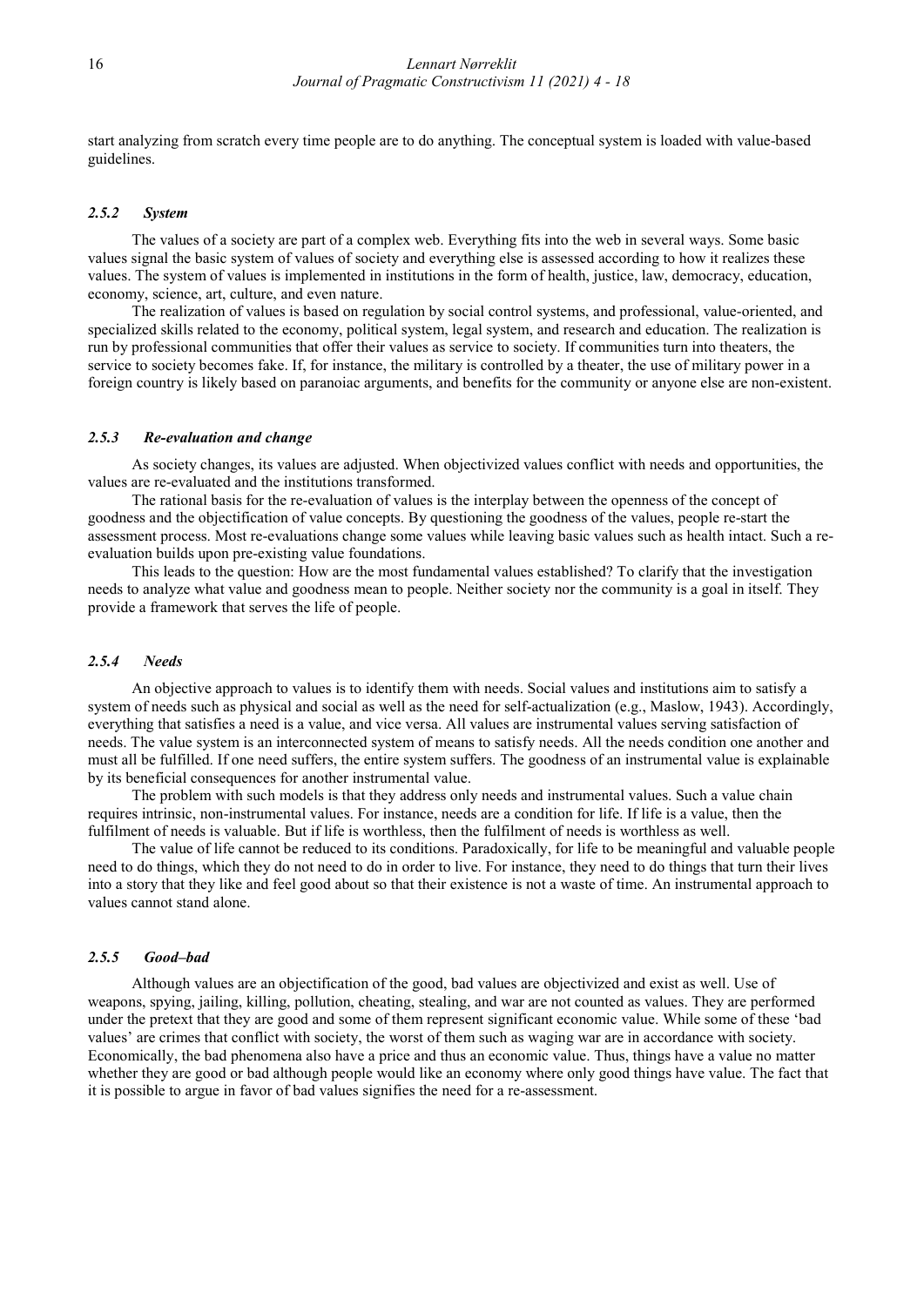start analyzing from scratch every time people are to do anything. The conceptual system is loaded with value-based guidelines.

#### *2.5.2 System*

The values of a society are part of a complex web. Everything fits into the web in several ways. Some basic values signal the basic system of values of society and everything else is assessed according to how it realizes these values. The system of values is implemented in institutions in the form of health, justice, law, democracy, education, economy, science, art, culture, and even nature.

The realization of values is based on regulation by social control systems, and professional, value-oriented, and specialized skills related to the economy, political system, legal system, and research and education. The realization is run by professional communities that offer their values as service to society. If communities turn into theaters, the service to society becomes fake. If, for instance, the military is controlled by a theater, the use of military power in a foreign country is likely based on paranoiac arguments, and benefits for the community or anyone else are non-existent.

#### *2.5.3 Re-evaluation and change*

As society changes, its values are adjusted. When objectivized values conflict with needs and opportunities, the values are re-evaluated and the institutions transformed.

The rational basis for the re-evaluation of values is the interplay between the openness of the concept of goodness and the objectification of value concepts. By questioning the goodness of the values, people re-start the assessment process. Most re-evaluations change some values while leaving basic values such as health intact. Such a re-evaluation builds upon pre-existing value foundations.

This leads to the question: How are the most fundamental values established? To clarify that the investigation needs to analyze what value and goodness mean to people. Neither society nor the community is a goal in itself. They provide a framework that serves the life of people.

#### *2.5.4 Needs*

An objective approach to values is to identify them with needs. Social values and institutions aim to satisfy a system of needs such as physical and social as well as the need for self-actualization (e.g., Maslow, 1943). Accordingly, everything that satisfies a need is a value, and vice versa. All values are instrumental values serving satisfaction of needs. The value system is an interconnected system of means to satisfy needs. All the needs condition one another and must all be fulfilled. If one need suffers, the entire system suffers. The goodness of an instrumental value is explainable by its beneficial consequences for another instrumental value.

The problem with such models is that they address only needs and instrumental values. Such a value chain requires intrinsic, non-instrumental values. For instance, needs are a condition for life. If life is a value, then the fulfilment of needs is valuable. But if life is worthless, then the fulfilment of needs is worthless as well.

The value of life cannot be reduced to its conditions. Paradoxically, for life to be meaningful and valuable people need to do things, which they do not need to do in order to live. For instance, they need to do things that turn their lives into a story that they like and feel good about so that their existence is not a waste of time. An instrumental approach to values cannot stand alone.

#### *2.5.5 Good–bad*

Although values are an objectification of the good, bad values are objectivized and exist as well. Use of weapons, spying, jailing, killing, pollution, cheating, stealing, and war are not counted as values. They are performed under the pretext that they are good and some of them represent significant economic value. While some of these 'bad values' are crimes that conflict with society, the worst of them such as waging war are in accordance with society. Economically, the bad phenomena also have a price and thus an economic value. Thus, things have a value no matter whether they are good or bad although people would like an economy where only good things have value. The fact that it is possible to argue in favor of bad values signifies the need for a re-assessment.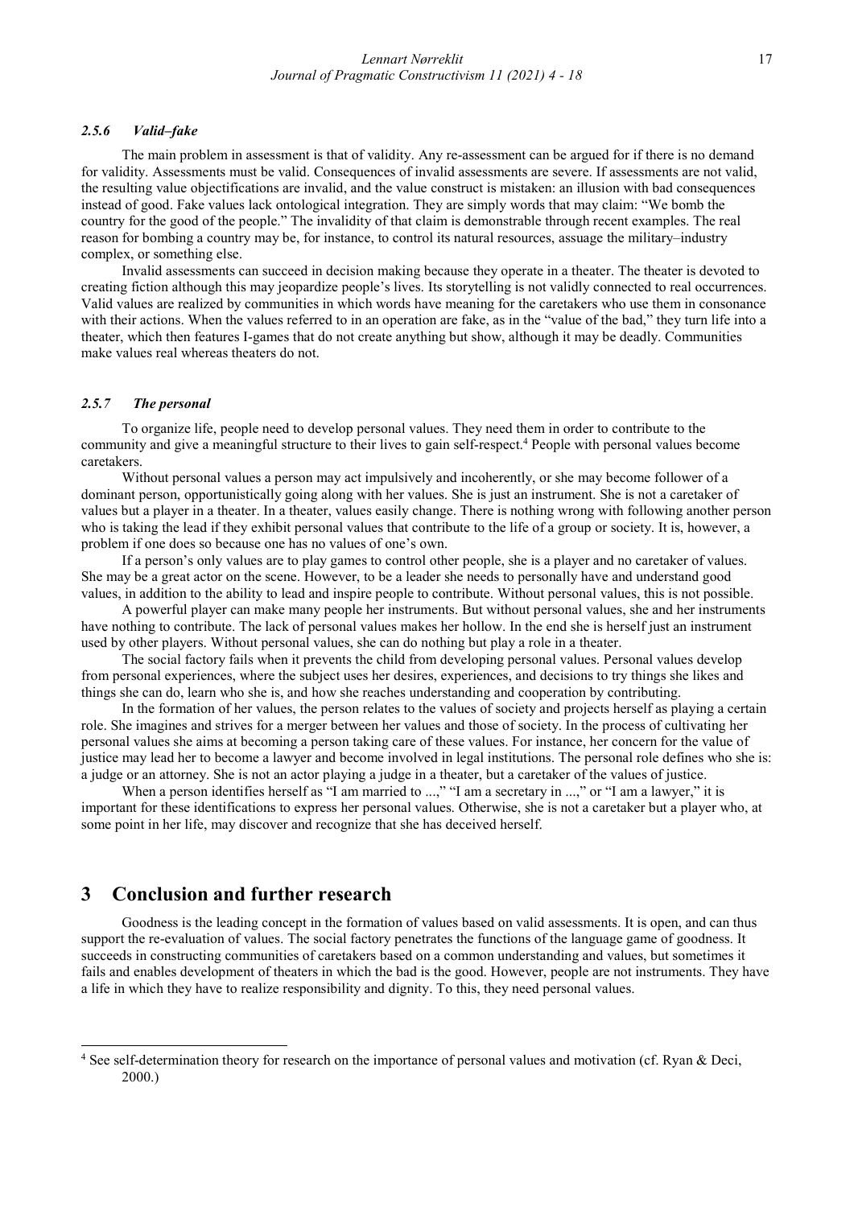#### *2.5.6 Valid–fake*

The main problem in assessment is that of validity. Any re-assessment can be argued for if there is no demand for validity. Assessments must be valid. Consequences of invalid assessments are severe. If assessments are not valid, the resulting value objectifications are invalid, and the value construct is mistaken: an illusion with bad consequences instead of good. Fake values lack ontological integration. They are simply words that may claim: "We bomb the country for the good of the people." The invalidity of that claim is demonstrable through recent examples. The real reason for bombing a country may be, for instance, to control its natural resources, assuage the military–industry complex, or something else.

Invalid assessments can succeed in decision making because they operate in a theater. The theater is devoted to creating fiction although this may jeopardize people's lives. Its storytelling is not validly connected to real occurrences. Valid values are realized by communities in which words have meaning for the caretakers who use them in consonance with their actions. When the values referred to in an operation are fake, as in the "value of the bad," they turn life into a theater, which then features I-games that do not create anything but show, although it may be deadly. Communities make values real whereas theaters do not.

#### *2.5.7 The personal*

To organize life, people need to develop personal values. They need them in order to contribute to the community and give a meaningful structure to their lives to gain self-respect.[4] People with personal values become caretakers.

Without personal values a person may act impulsively and incoherently, or she may become follower of a dominant person, opportunistically going along with her values. She is just an instrument. She is not a caretaker of values but a player in a theater. In a theater, values easily change. There is nothing wrong with following another person who is taking the lead if they exhibit personal values that contribute to the life of a group or society. It is, however, a problem if one does so because one has no values of one's own.

If a person's only values are to play games to control other people, she is a player and no caretaker of values. She may be a great actor on the scene. However, to be a leader she needs to personally have and understand good values, in addition to the ability to lead and inspire people to contribute. Without personal values, this is not possible.

A powerful player can make many people her instruments. But without personal values, she and her instruments have nothing to contribute. The lack of personal values makes her hollow. In the end she is herself just an instrument used by other players. Without personal values, she can do nothing but play a role in a theater.

The social factory fails when it prevents the child from developing personal values. Personal values develop from personal experiences, where the subject uses her desires, experiences, and decisions to try things she likes and things she can do, learn who she is, and how she reaches understanding and cooperation by contributing.

In the formation of her values, the person relates to the values of society and projects herself as playing a certain role. She imagines and strives for a merger between her values and those of society. In the process of cultivating her personal values she aims at becoming a person taking care of these values. For instance, her concern for the value of justice may lead her to become a lawyer and become involved in legal institutions. The personal role defines who she is: a judge or an attorney. She is not an actor playing a judge in a theater, but a caretaker of the values of justice.

When a person identifies herself as "I am married to ...," "I am a secretary in ...," or "I am a lawyer," it is important for these identifications to express her personal values. Otherwise, she is not a caretaker but a player who, at some point in her life, may discover and recognize that she has deceived herself.

## 3 Conclusion and further research

Goodness is the leading concept in the formation of values based on valid assessments. It is open, and can thus support the re-evaluation of values. The social factory penetrates the functions of the language game of goodness. It succeeds in constructing communities of caretakers based on a common understanding and values, but sometimes it fails and enables development of theaters in which the bad is the good. However, people are not instruments. They have a life in which they have to realize responsibility and dignity. To this, they need personal values.

---

[4] See self-determination theory for research on the importance of personal values and motivation (cf. Ryan & Deci, 2000.)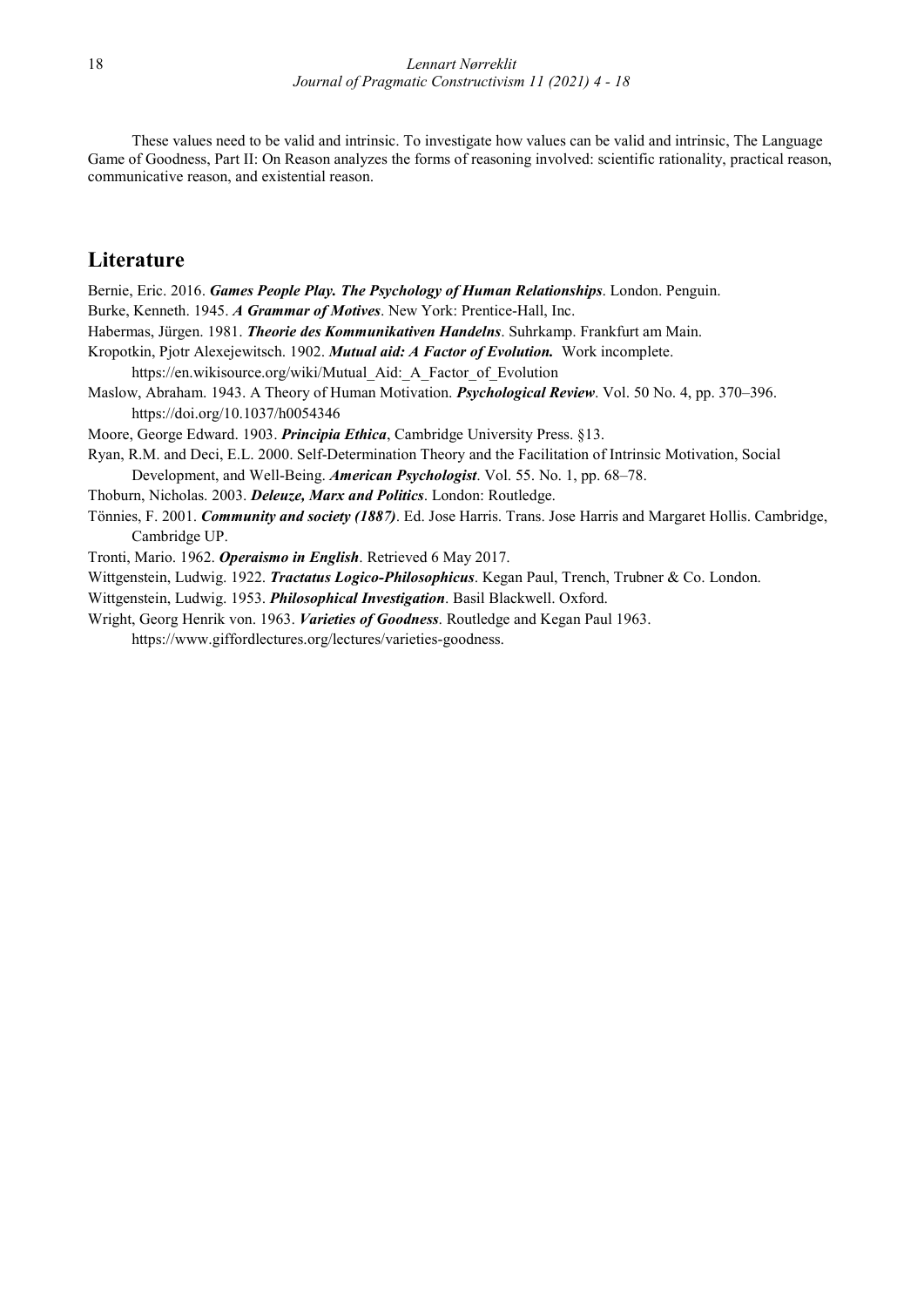These values need to be valid and intrinsic. To investigate how values can be valid and intrinsic, The Language Game of Goodness, Part II: On Reason analyzes the forms of reasoning involved: scientific rationality, practical reason, communicative reason, and existential reason.

## Literature

Bernie, Eric. 2016. ***Games People Play. The Psychology of Human Relationships***. London. Penguin.

Burke, Kenneth. 1945. ***A Grammar of Motives***. New York: Prentice-Hall, Inc.

Habermas, Jürgen. 1981. ***Theorie des Kommunikativen Handelns***. Suhrkamp. Frankfurt am Main.

Kropotkin, Pjotr Alexejewitsch. 1902. ***Mutual aid: A Factor of Evolution.*** Work incomplete. https://en.wikisource.org/wiki/Mutual_Aid:_A_Factor_of_Evolution

Maslow, Abraham. 1943. A Theory of Human Motivation. ***Psychological Review***. Vol. 50 No. 4, pp. 370–396. https://doi.org/10.1037/h0054346

Moore, George Edward. 1903. ***Principia Ethica***, Cambridge University Press. §13.

Ryan, R.M. and Deci, E.L. 2000. Self-Determination Theory and the Facilitation of Intrinsic Motivation, Social Development, and Well-Being. ***American Psychologist***. Vol. 55. No. 1, pp. 68–78.

Thoburn, Nicholas. 2003. ***Deleuze, Marx and Politics***. London: Routledge.

Tönnies, F. 2001. ***Community and society (1887)***. Ed. Jose Harris. Trans. Jose Harris and Margaret Hollis. Cambridge, Cambridge UP.

Tronti, Mario. 1962. ***Operaismo in English***. Retrieved 6 May 2017.

Wittgenstein, Ludwig. 1922. ***Tractatus Logico-Philosophicus***. Kegan Paul, Trench, Trubner & Co. London.

Wittgenstein, Ludwig. 1953. ***Philosophical Investigation***. Basil Blackwell. Oxford.

Wright, Georg Henrik von. 1963. ***Varieties of Goodness***. Routledge and Kegan Paul 1963. https://www.giffordlectures.org/lectures/varieties-goodness.